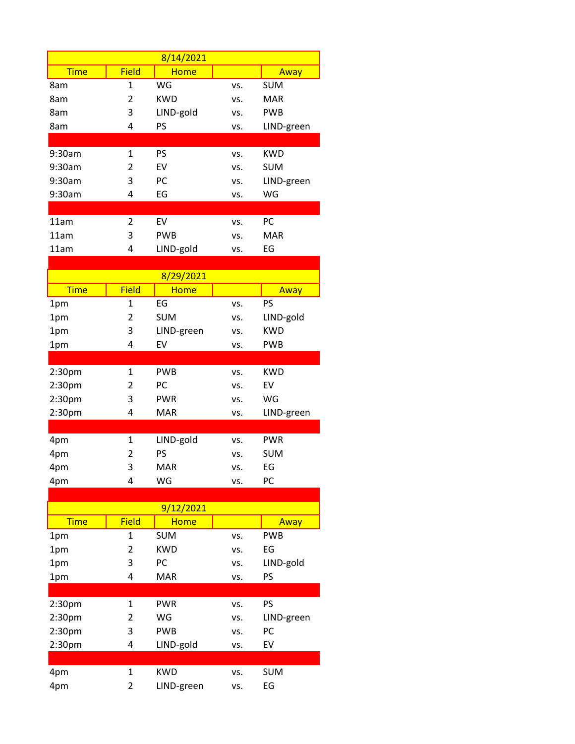## 8/14/2021

| Time | Field | Home | | Away |
|---|---|---|---|---|
| 8am | 1 | WG | vs. | SUM |
| 8am | 2 | KWD | vs. | MAR |
| 8am | 3 | LIND-gold | vs. | PWB |
| 8am | 4 | PS | vs. | LIND-green |
| | | | | |
| 9:30am | 1 | PS | vs. | KWD |
| 9:30am | 2 | EV | vs. | SUM |
| 9:30am | 3 | PC | vs. | LIND-green |
| 9:30am | 4 | EG | vs. | WG |
| | | | | |
| 11am | 2 | EV | vs. | PC |
| 11am | 3 | PWB | vs. | MAR |
| 11am | 4 | LIND-gold | vs. | EG |

## 8/29/2021

| Time | Field | Home | | Away |
|---|---|---|---|---|
| 1pm | 1 | EG | vs. | PS |
| 1pm | 2 | SUM | vs. | LIND-gold |
| 1pm | 3 | LIND-green | vs. | KWD |
| 1pm | 4 | EV | vs. | PWB |
| | | | | |
| 2:30pm | 1 | PWB | vs. | KWD |
| 2:30pm | 2 | PC | vs. | EV |
| 2:30pm | 3 | PWR | vs. | WG |
| 2:30pm | 4 | MAR | vs. | LIND-green |
| | | | | |
| 4pm | 1 | LIND-gold | vs. | PWR |
| 4pm | 2 | PS | vs. | SUM |
| 4pm | 3 | MAR | vs. | EG |
| 4pm | 4 | WG | vs. | PC |

## 9/12/2021

| Time | Field | Home | | Away |
|---|---|---|---|---|
| 1pm | 1 | SUM | vs. | PWB |
| 1pm | 2 | KWD | vs. | EG |
| 1pm | 3 | PC | vs. | LIND-gold |
| 1pm | 4 | MAR | vs. | PS |
| | | | | |
| 2:30pm | 1 | PWR | vs. | PS |
| 2:30pm | 2 | WG | vs. | LIND-green |
| 2:30pm | 3 | PWB | vs. | PC |
| 2:30pm | 4 | LIND-gold | vs. | EV |
| | | | | |
| 4pm | 1 | KWD | vs. | SUM |
| 4pm | 2 | LIND-green | vs. | EG |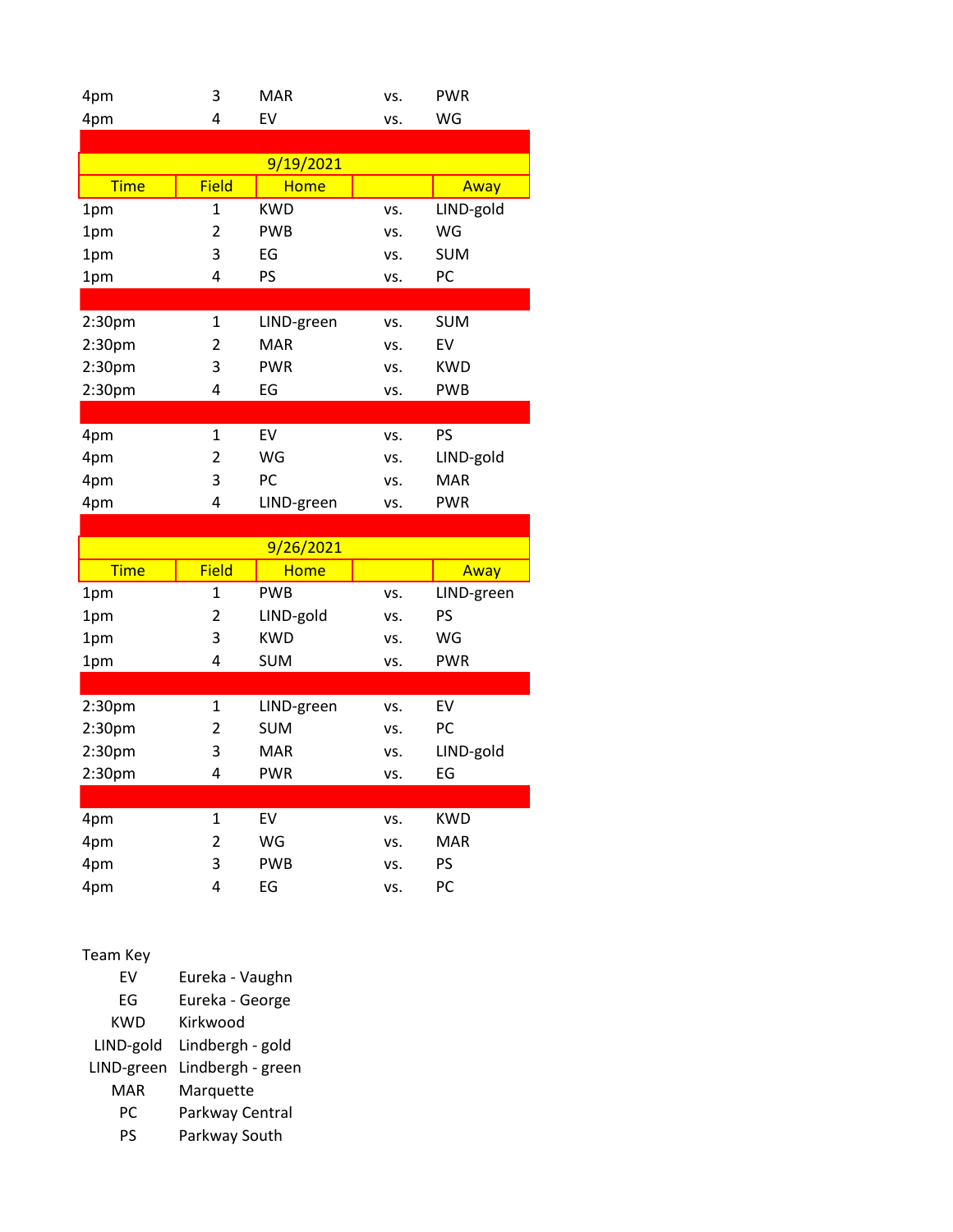| Time | Field | Home | | Away |
|---|---|---|---|---|
| 4pm | 3 | MAR | vs. | PWR |
| 4pm | 4 | EV | vs. | WG |

**9/19/2021**

| Time | Field | Home | | Away |
|---|---|---|---|---|
| 1pm | 1 | KWD | vs. | LIND-gold |
| 1pm | 2 | PWB | vs. | WG |
| 1pm | 3 | EG | vs. | SUM |
| 1pm | 4 | PS | vs. | PC |
| | | | | |
| 2:30pm | 1 | LIND-green | vs. | SUM |
| 2:30pm | 2 | MAR | vs. | EV |
| 2:30pm | 3 | PWR | vs. | KWD |
| 2:30pm | 4 | EG | vs. | PWB |
| | | | | |
| 4pm | 1 | EV | vs. | PS |
| 4pm | 2 | WG | vs. | LIND-gold |
| 4pm | 3 | PC | vs. | MAR |
| 4pm | 4 | LIND-green | vs. | PWR |

**9/26/2021**

| Time | Field | Home | | Away |
|---|---|---|---|---|
| 1pm | 1 | PWB | vs. | LIND-green |
| 1pm | 2 | LIND-gold | vs. | PS |
| 1pm | 3 | KWD | vs. | WG |
| 1pm | 4 | SUM | vs. | PWR |
| | | | | |
| 2:30pm | 1 | LIND-green | vs. | EV |
| 2:30pm | 2 | SUM | vs. | PC |
| 2:30pm | 3 | MAR | vs. | LIND-gold |
| 2:30pm | 4 | PWR | vs. | EG |
| | | | | |
| 4pm | 1 | EV | vs. | KWD |
| 4pm | 2 | WG | vs. | MAR |
| 4pm | 3 | PWB | vs. | PS |
| 4pm | 4 | EG | vs. | PC |

Team Key

| | |
|---|---|
| EV | Eureka - Vaughn |
| EG | Eureka - George |
| KWD | Kirkwood |
| LIND-gold | Lindbergh - gold |
| LIND-green | Lindbergh - green |
| MAR | Marquette |
| PC | Parkway Central |
| PS | Parkway South |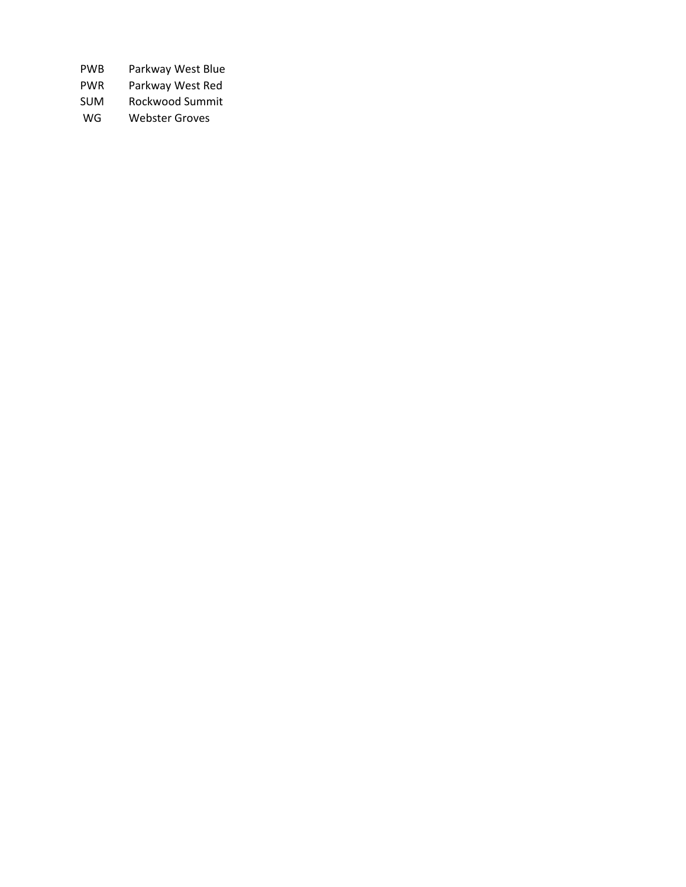| | |
|---|---|
| PWB | Parkway West Blue |
| PWR | Parkway West Red |
| SUM | Rockwood Summit |
| WG | Webster Groves |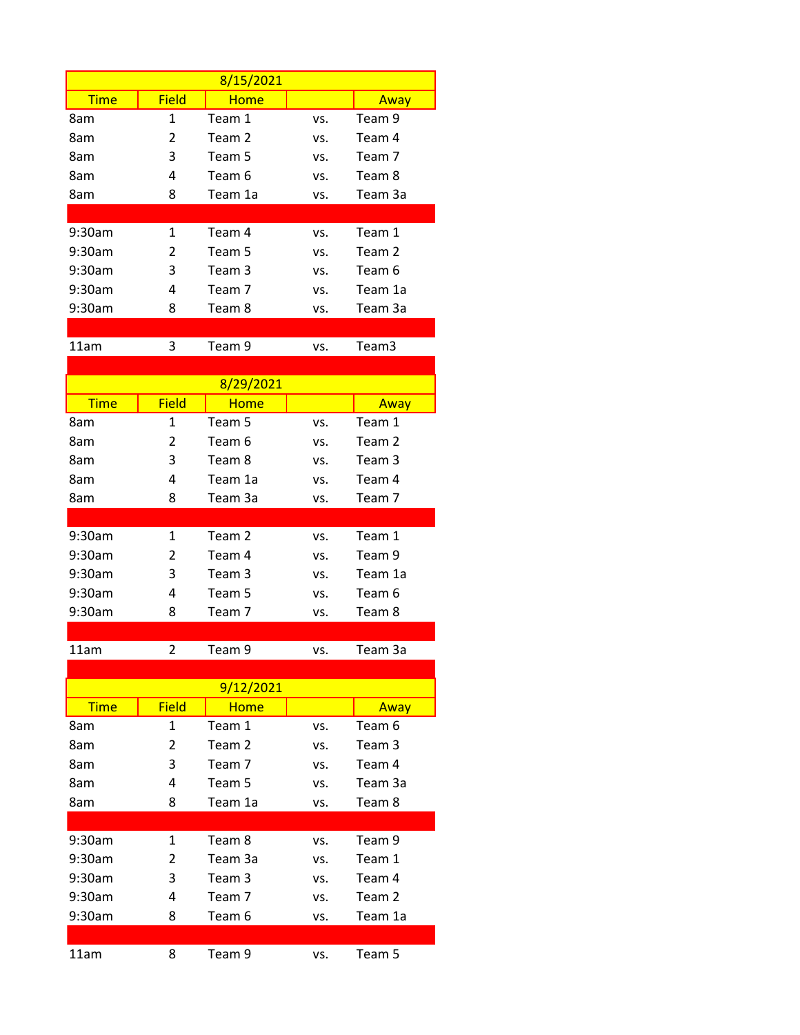| 8/15/2021 | | | | |
|---|---|---|---|---|
| Time | Field | Home | | Away |
| 8am | 1 | Team 1 | vs. | Team 9 |
| 8am | 2 | Team 2 | vs. | Team 4 |
| 8am | 3 | Team 5 | vs. | Team 7 |
| 8am | 4 | Team 6 | vs. | Team 8 |
| 8am | 8 | Team 1a | vs. | Team 3a |
| | | | | |
| 9:30am | 1 | Team 4 | vs. | Team 1 |
| 9:30am | 2 | Team 5 | vs. | Team 2 |
| 9:30am | 3 | Team 3 | vs. | Team 6 |
| 9:30am | 4 | Team 7 | vs. | Team 1a |
| 9:30am | 8 | Team 8 | vs. | Team 3a |
| | | | | |
| 11am | 3 | Team 9 | vs. | Team3 |

| 8/29/2021 | | | | |
|---|---|---|---|---|
| Time | Field | Home | | Away |
| 8am | 1 | Team 5 | vs. | Team 1 |
| 8am | 2 | Team 6 | vs. | Team 2 |
| 8am | 3 | Team 8 | vs. | Team 3 |
| 8am | 4 | Team 1a | vs. | Team 4 |
| 8am | 8 | Team 3a | vs. | Team 7 |
| | | | | |
| 9:30am | 1 | Team 2 | vs. | Team 1 |
| 9:30am | 2 | Team 4 | vs. | Team 9 |
| 9:30am | 3 | Team 3 | vs. | Team 1a |
| 9:30am | 4 | Team 5 | vs. | Team 6 |
| 9:30am | 8 | Team 7 | vs. | Team 8 |
| | | | | |
| 11am | 2 | Team 9 | vs. | Team 3a |

| 9/12/2021 | | | | |
|---|---|---|---|---|
| Time | Field | Home | | Away |
| 8am | 1 | Team 1 | vs. | Team 6 |
| 8am | 2 | Team 2 | vs. | Team 3 |
| 8am | 3 | Team 7 | vs. | Team 4 |
| 8am | 4 | Team 5 | vs. | Team 3a |
| 8am | 8 | Team 1a | vs. | Team 8 |
| | | | | |
| 9:30am | 1 | Team 8 | vs. | Team 9 |
| 9:30am | 2 | Team 3a | vs. | Team 1 |
| 9:30am | 3 | Team 3 | vs. | Team 4 |
| 9:30am | 4 | Team 7 | vs. | Team 2 |
| 9:30am | 8 | Team 6 | vs. | Team 1a |
| | | | | |
| 11am | 8 | Team 9 | vs. | Team 5 |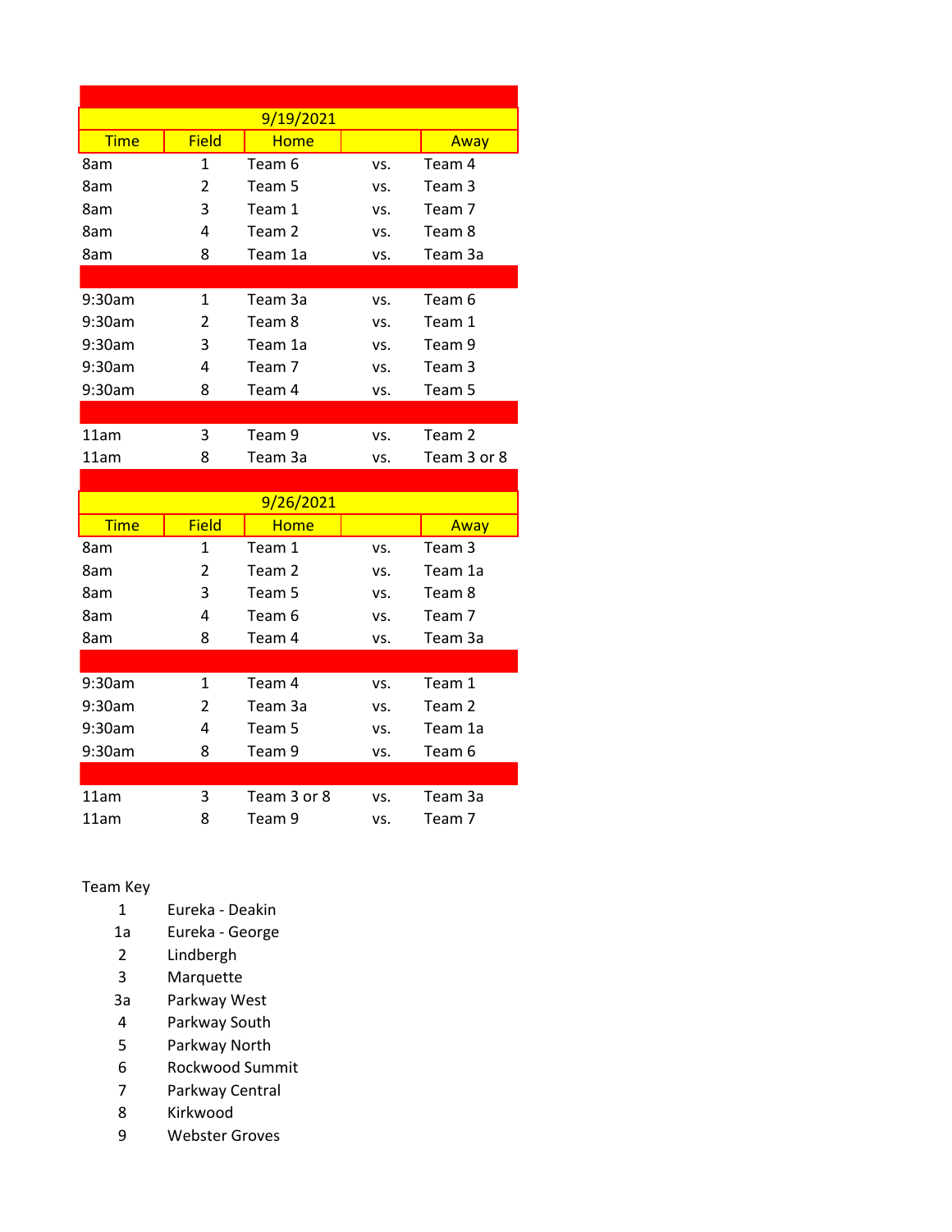## 9/19/2021

| Time | Field | Home | | Away |
|---|---|---|---|---|
| 8am | 1 | Team 6 | vs. | Team 4 |
| 8am | 2 | Team 5 | vs. | Team 3 |
| 8am | 3 | Team 1 | vs. | Team 7 |
| 8am | 4 | Team 2 | vs. | Team 8 |
| 8am | 8 | Team 1a | vs. | Team 3a |
| | | | | |
| 9:30am | 1 | Team 3a | vs. | Team 6 |
| 9:30am | 2 | Team 8 | vs. | Team 1 |
| 9:30am | 3 | Team 1a | vs. | Team 9 |
| 9:30am | 4 | Team 7 | vs. | Team 3 |
| 9:30am | 8 | Team 4 | vs. | Team 5 |
| | | | | |
| 11am | 3 | Team 9 | vs. | Team 2 |
| 11am | 8 | Team 3a | vs. | Team 3 or 8 |

## 9/26/2021

| Time | Field | Home | | Away |
|---|---|---|---|---|
| 8am | 1 | Team 1 | vs. | Team 3 |
| 8am | 2 | Team 2 | vs. | Team 1a |
| 8am | 3 | Team 5 | vs. | Team 8 |
| 8am | 4 | Team 6 | vs. | Team 7 |
| 8am | 8 | Team 4 | vs. | Team 3a |
| | | | | |
| 9:30am | 1 | Team 4 | vs. | Team 1 |
| 9:30am | 2 | Team 3a | vs. | Team 2 |
| 9:30am | 4 | Team 5 | vs. | Team 1a |
| 9:30am | 8 | Team 9 | vs. | Team 6 |
| | | | | |
| 11am | 3 | Team 3 or 8 | vs. | Team 3a |
| 11am | 8 | Team 9 | vs. | Team 7 |

Team Key

| | |
|---|---|
| 1 | Eureka - Deakin |
| 1a | Eureka - George |
| 2 | Lindbergh |
| 3 | Marquette |
| 3a | Parkway West |
| 4 | Parkway South |
| 5 | Parkway North |
| 6 | Rockwood Summit |
| 7 | Parkway Central |
| 8 | Kirkwood |
| 9 | Webster Groves |